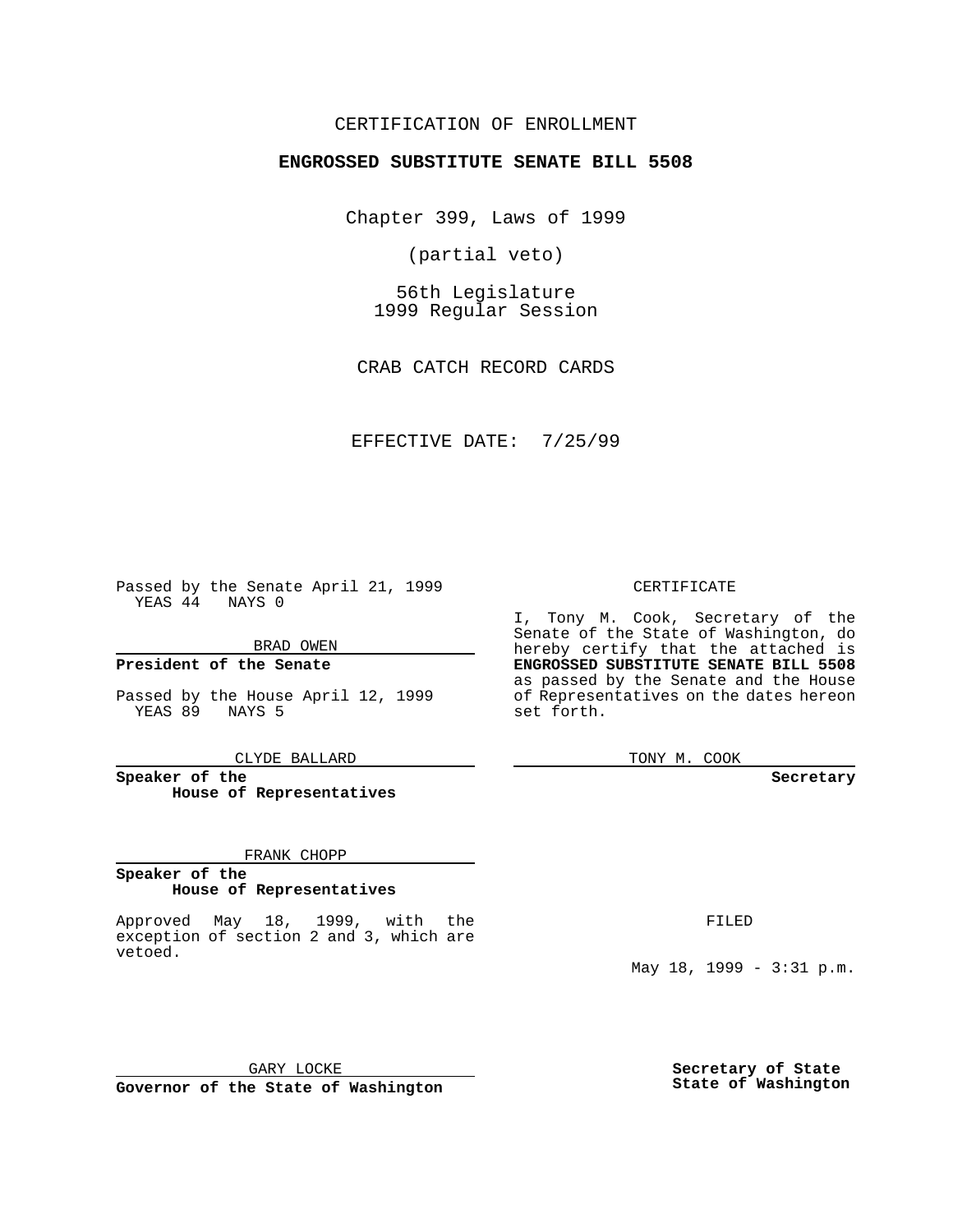CERTIFICATION OF ENROLLMENT

**ENGROSSED SUBSTITUTE SENATE BILL 5508**

Chapter 399, Laws of 1999

(partial veto)

56th Legislature
1999 Regular Session

CRAB CATCH RECORD CARDS

EFFECTIVE DATE: 7/25/99

Passed by the Senate April 21, 1999
YEAS 44 NAYS 0

BRAD OWEN

**President of the Senate**

Passed by the House April 12, 1999
YEAS 89 NAYS 5

CLYDE BALLARD

**Speaker of the House of Representatives**

FRANK CHOPP

**Speaker of the House of Representatives**

Approved May 18, 1999, with the exception of section 2 and 3, which are vetoed.

GARY LOCKE

**Governor of the State of Washington**

CERTIFICATE

I, Tony M. Cook, Secretary of the Senate of the State of Washington, do hereby certify that the attached is **ENGROSSED SUBSTITUTE SENATE BILL 5508** as passed by the Senate and the House of Representatives on the dates hereon set forth.

TONY M. COOK

**Secretary**

FILED

May 18, 1999 - 3:31 p.m.

**Secretary of State State of Washington**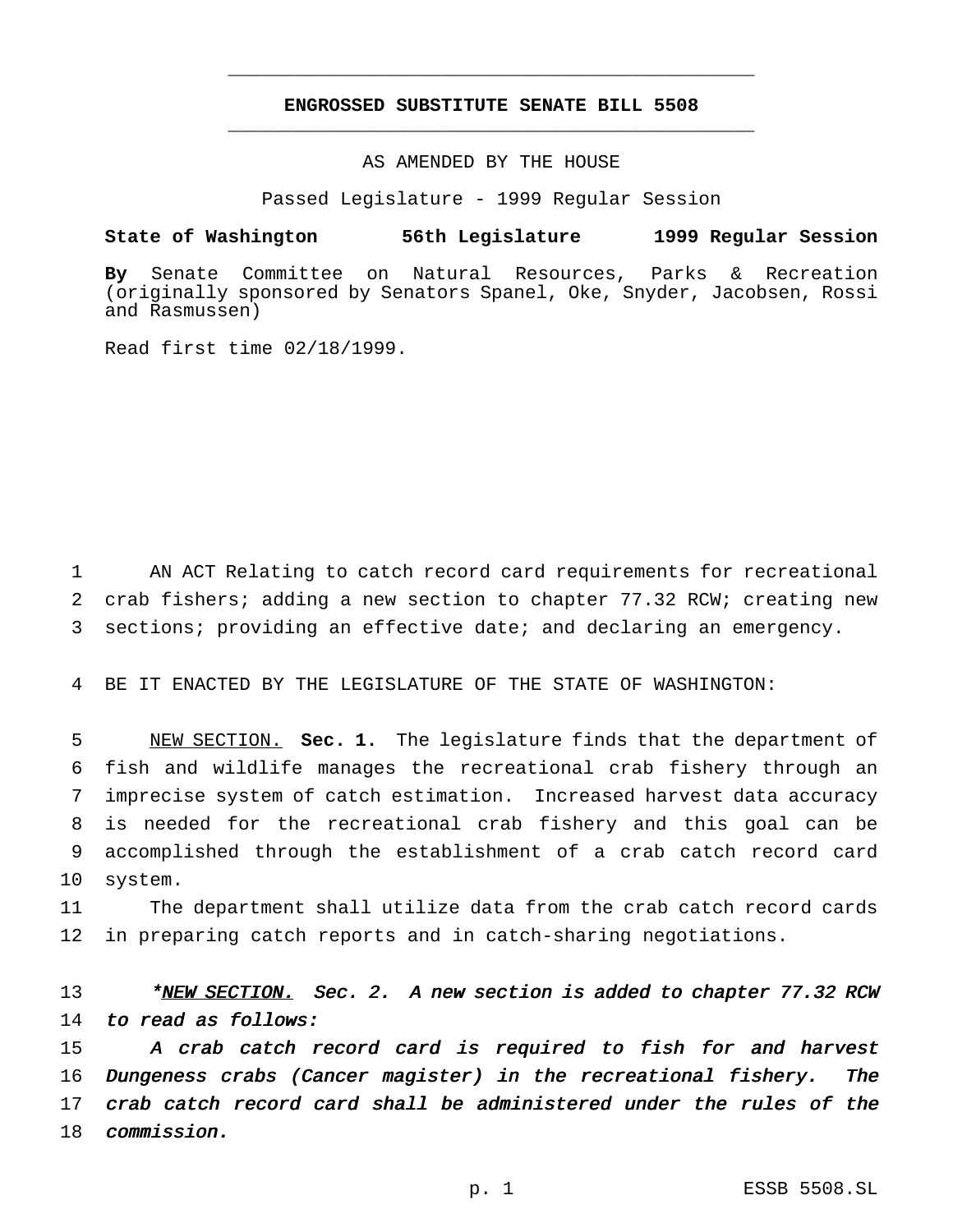## ENGROSSED SUBSTITUTE SENATE BILL 5508

AS AMENDED BY THE HOUSE

Passed Legislature - 1999 Regular Session

**State of Washington 56th Legislature 1999 Regular Session**

**By** Senate Committee on Natural Resources, Parks & Recreation (originally sponsored by Senators Spanel, Oke, Snyder, Jacobsen, Rossi and Rasmussen)

Read first time 02/18/1999.

1 AN ACT Relating to catch record card requirements for recreational 2 crab fishers; adding a new section to chapter 77.32 RCW; creating new 3 sections; providing an effective date; and declaring an emergency.

4 BE IT ENACTED BY THE LEGISLATURE OF THE STATE OF WASHINGTON:

5 NEW SECTION. **Sec. 1.** The legislature finds that the department of 6 fish and wildlife manages the recreational crab fishery through an 7 imprecise system of catch estimation. Increased harvest data accuracy 8 is needed for the recreational crab fishery and this goal can be 9 accomplished through the establishment of a crab catch record card 10 system.

11 The department shall utilize data from the crab catch record cards 12 in preparing catch reports and in catch-sharing negotiations.

13 *\*NEW SECTION. Sec. 2. A new section is added to chapter 77.32 RCW* 14 *to read as follows:*

15 *A crab catch record card is required to fish for and harvest* 16 *Dungeness crabs (Cancer magister) in the recreational fishery. The* 17 *crab catch record card shall be administered under the rules of the* 18 *commission.*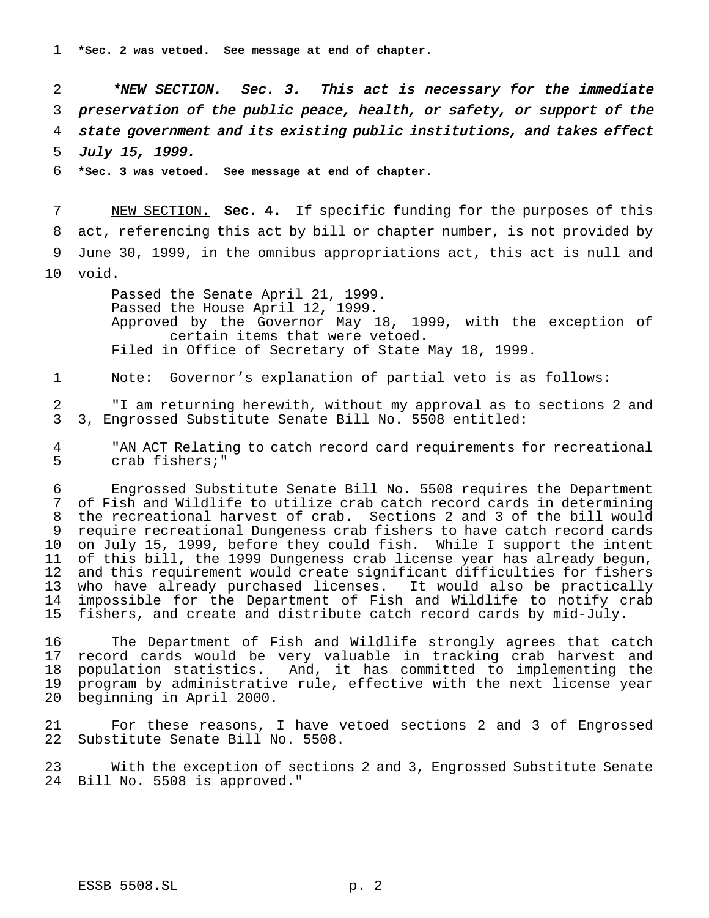**\*Sec. 2 was vetoed. See message at end of chapter.**

***\*NEW SECTION. Sec. 3. This act is necessary for the immediate preservation of the public peace, health, or safety, or support of the state government and its existing public institutions, and takes effect July 15, 1999.***

**\*Sec. 3 was vetoed. See message at end of chapter.**

NEW SECTION. **Sec. 4.** If specific funding for the purposes of this act, referencing this act by bill or chapter number, is not provided by June 30, 1999, in the omnibus appropriations act, this act is null and void.

Passed the Senate April 21, 1999.
Passed the House April 12, 1999.
Approved by the Governor May 18, 1999, with the exception of certain items that were vetoed.
Filed in Office of Secretary of State May 18, 1999.

Note: Governor's explanation of partial veto is as follows:

"I am returning herewith, without my approval as to sections 2 and 3, Engrossed Substitute Senate Bill No. 5508 entitled:

"AN ACT Relating to catch record card requirements for recreational crab fishers;"

Engrossed Substitute Senate Bill No. 5508 requires the Department of Fish and Wildlife to utilize crab catch record cards in determining the recreational harvest of crab. Sections 2 and 3 of the bill would require recreational Dungeness crab fishers to have catch record cards on July 15, 1999, before they could fish. While I support the intent of this bill, the 1999 Dungeness crab license year has already begun, and this requirement would create significant difficulties for fishers who have already purchased licenses. It would also be practically impossible for the Department of Fish and Wildlife to notify crab fishers, and create and distribute catch record cards by mid-July.

The Department of Fish and Wildlife strongly agrees that catch record cards would be very valuable in tracking crab harvest and population statistics. And, it has committed to implementing the program by administrative rule, effective with the next license year beginning in April 2000.

For these reasons, I have vetoed sections 2 and 3 of Engrossed Substitute Senate Bill No. 5508.

With the exception of sections 2 and 3, Engrossed Substitute Senate Bill No. 5508 is approved."